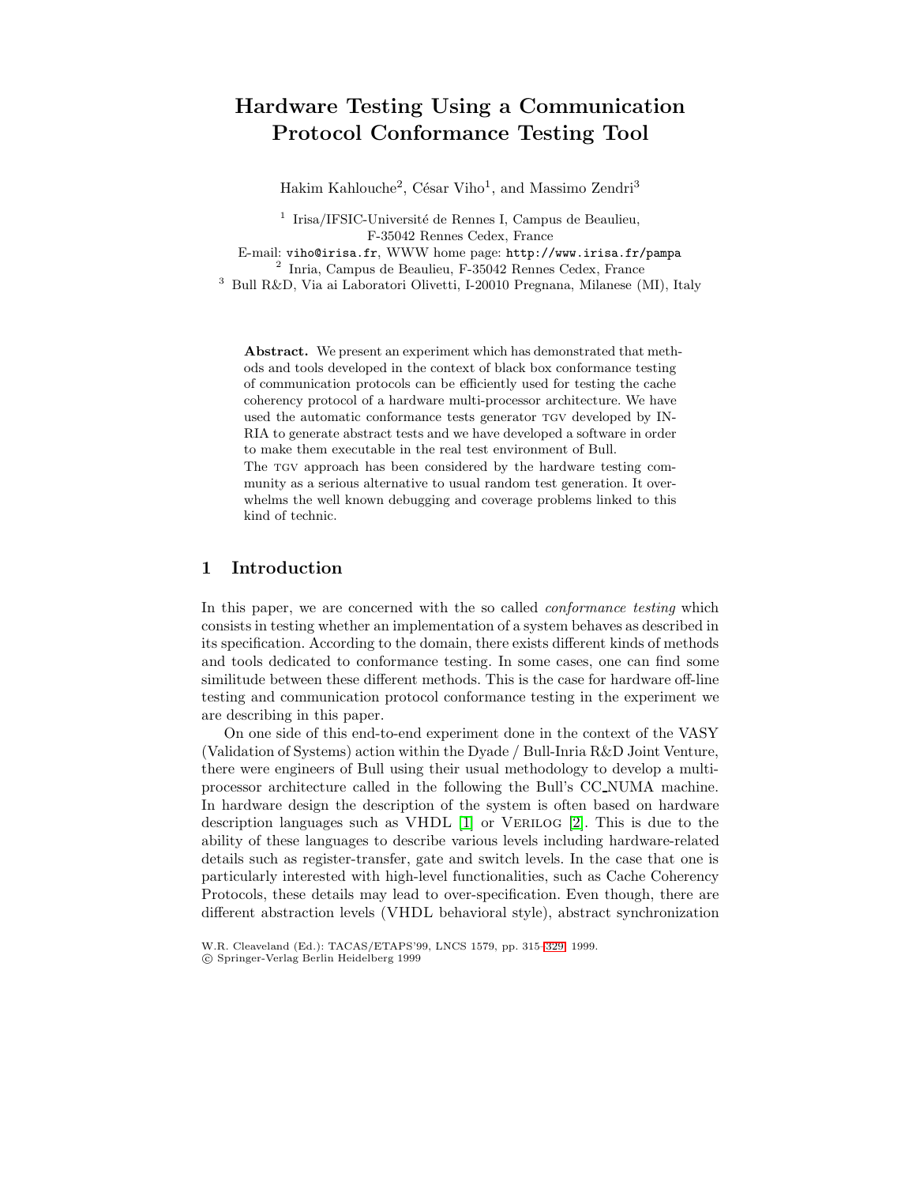# Hardware Testing Using a Communication Protocol Conformance Testing Tool

Hakim Kahlouche[2], César Viho[1], and Massimo Zendri[3]

[1] Irisa/IFSIC-Université de Rennes I, Campus de Beaulieu, F-35042 Rennes Cedex, France
E-mail: viho@irisa.fr, WWW home page: http://www.irisa.fr/pampa
[2] Inria, Campus de Beaulieu, F-35042 Rennes Cedex, France
[3] Bull R&D, Via ai Laboratori Olivetti, I-20010 Pregnana, Milanese (MI), Italy

**Abstract.** We present an experiment which has demonstrated that methods and tools developed in the context of black box conformance testing of communication protocols can be efficiently used for testing the cache coherency protocol of a hardware multi-processor architecture. We have used the automatic conformance tests generator TGV developed by INRIA to generate abstract tests and we have developed a software in order to make them executable in the real test environment of Bull.
The TGV approach has been considered by the hardware testing community as a serious alternative to usual random test generation. It overwhelms the well known debugging and coverage problems linked to this kind of technic.

## 1 Introduction

In this paper, we are concerned with the so called *conformance testing* which consists in testing whether an implementation of a system behaves as described in its specification. According to the domain, there exists different kinds of methods and tools dedicated to conformance testing. In some cases, one can find some similitude between these different methods. This is the case for hardware off-line testing and communication protocol conformance testing in the experiment we are describing in this paper.

On one side of this end-to-end experiment done in the context of the VASY (Validation of Systems) action within the Dyade / Bull-Inria R&D Joint Venture, there were engineers of Bull using their usual methodology to develop a multi-processor architecture called in the following the Bull's CC_NUMA machine. In hardware design the description of the system is often based on hardware description languages such as VHDL [1] or VERILOG [2]. This is due to the ability of these languages to describe various levels including hardware-related details such as register-transfer, gate and switch levels. In the case that one is particularly interested with high-level functionalities, such as Cache Coherency Protocols, these details may lead to over-specification. Even though, there are different abstraction levels (VHDL behavioral style), abstract synchronization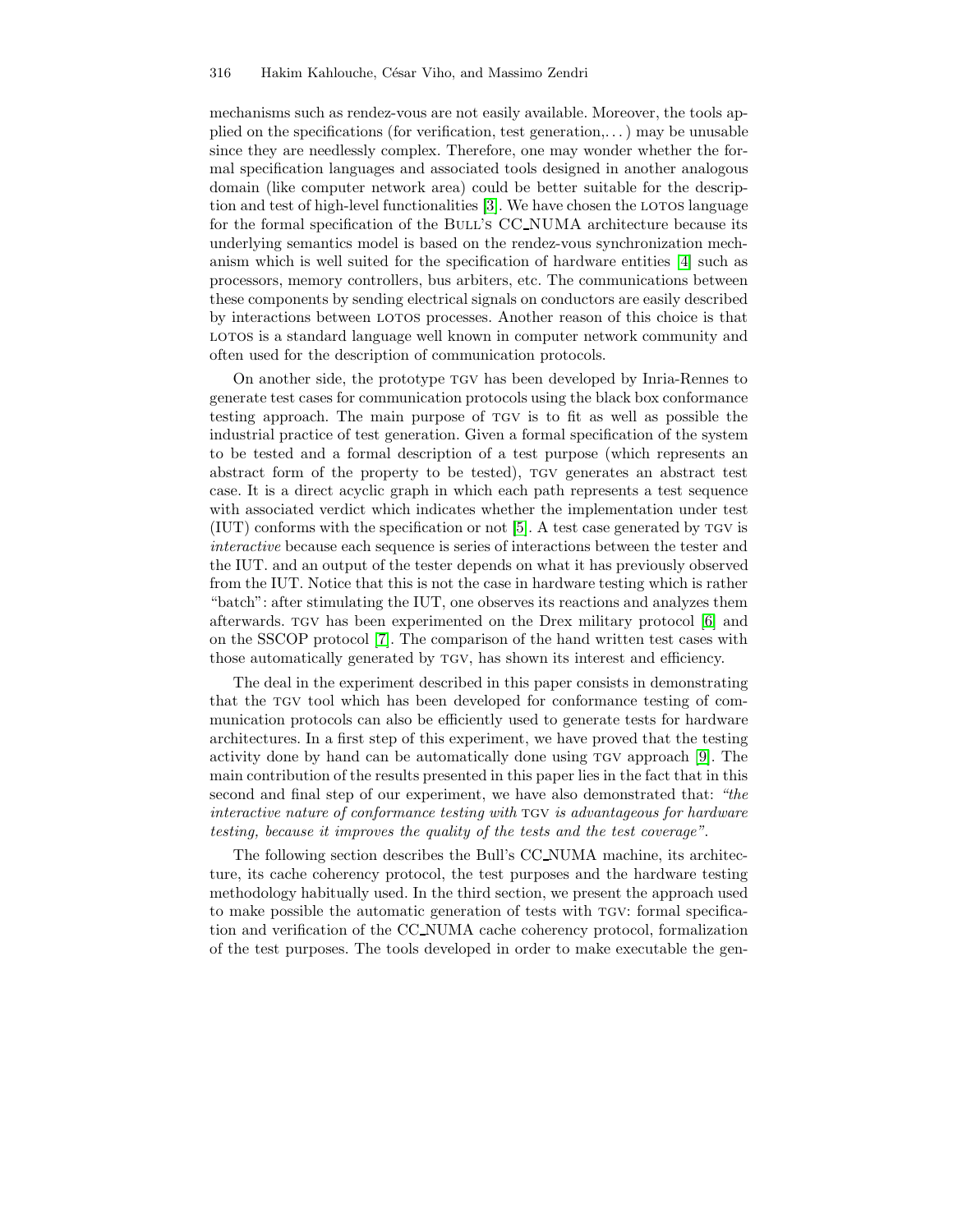mechanisms such as rendez-vous are not easily available. Moreover, the tools applied on the specifications (for verification, test generation,...) may be unusable since they are needlessly complex. Therefore, one may wonder whether the formal specification languages and associated tools designed in another analogous domain (like computer network area) could be better suitable for the description and test of high-level functionalities [3]. We have chosen the LOTOS language for the formal specification of the BULL'S CC_NUMA architecture because its underlying semantics model is based on the rendez-vous synchronization mechanism which is well suited for the specification of hardware entities [4] such as processors, memory controllers, bus arbiters, etc. The communications between these components by sending electrical signals on conductors are easily described by interactions between LOTOS processes. Another reason of this choice is that LOTOS is a standard language well known in computer network community and often used for the description of communication protocols.

On another side, the prototype TGV has been developed by Inria-Rennes to generate test cases for communication protocols using the black box conformance testing approach. The main purpose of TGV is to fit as well as possible the industrial practice of test generation. Given a formal specification of the system to be tested and a formal description of a test purpose (which represents an abstract form of the property to be tested), TGV generates an abstract test case. It is a direct acyclic graph in which each path represents a test sequence with associated verdict which indicates whether the implementation under test (IUT) conforms with the specification or not [5]. A test case generated by TGV is *interactive* because each sequence is series of interactions between the tester and the IUT. and an output of the tester depends on what it has previously observed from the IUT. Notice that this is not the case in hardware testing which is rather "batch": after stimulating the IUT, one observes its reactions and analyzes them afterwards. TGV has been experimented on the Drex military protocol [6] and on the SSCOP protocol [7]. The comparison of the hand written test cases with those automatically generated by TGV, has shown its interest and efficiency.

The deal in the experiment described in this paper consists in demonstrating that the TGV tool which has been developed for conformance testing of communication protocols can also be efficiently used to generate tests for hardware architectures. In a first step of this experiment, we have proved that the testing activity done by hand can be automatically done using TGV approach [9]. The main contribution of the results presented in this paper lies in the fact that in this second and final step of our experiment, we have also demonstrated that: *"the interactive nature of conformance testing with* TGV *is advantageous for hardware testing, because it improves the quality of the tests and the test coverage".*

The following section describes the Bull's CC_NUMA machine, its architecture, its cache coherency protocol, the test purposes and the hardware testing methodology habitually used. In the third section, we present the approach used to make possible the automatic generation of tests with TGV: formal specification and verification of the CC_NUMA cache coherency protocol, formalization of the test purposes. The tools developed in order to make executable the gen-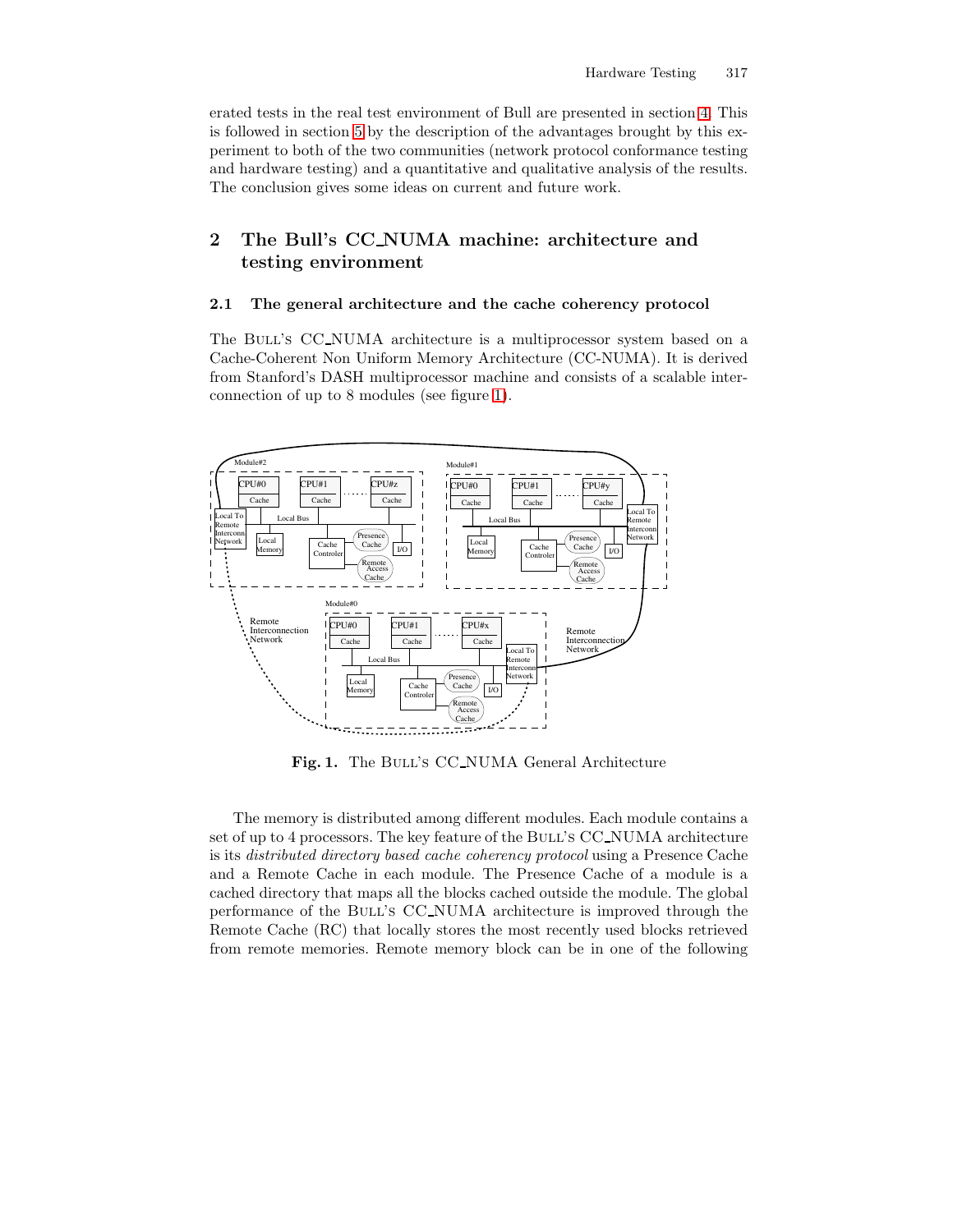erated tests in the real test environment of Bull are presented in section 4. This is followed in section 5 by the description of the advantages brought by this experiment to both of the two communities (network protocol conformance testing and hardware testing) and a quantitative and qualitative analysis of the results. The conclusion gives some ideas on current and future work.

## 2 The Bull's CC_NUMA machine: architecture and testing environment

### 2.1 The general architecture and the cache coherency protocol

The Bull's CC_NUMA architecture is a multiprocessor system based on a Cache-Coherent Non Uniform Memory Architecture (CC-NUMA). It is derived from Stanford's DASH multiprocessor machine and consists of a scalable interconnection of up to 8 modules (see figure 1).

**Fig. 1.** The Bull's CC_NUMA General Architecture

The memory is distributed among different modules. Each module contains a set of up to 4 processors. The key feature of the Bull's CC_NUMA architecture is its *distributed directory based cache coherency protocol* using a Presence Cache and a Remote Cache in each module. The Presence Cache of a module is a cached directory that maps all the blocks cached outside the module. The global performance of the Bull's CC_NUMA architecture is improved through the Remote Cache (RC) that locally stores the most recently used blocks retrieved from remote memories. Remote memory block can be in one of the following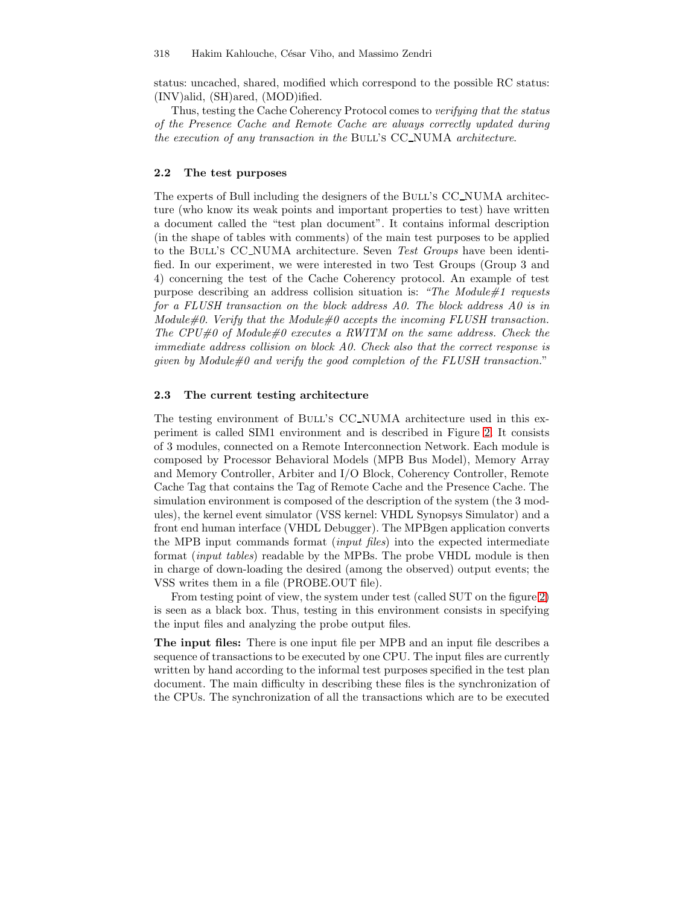status: uncached, shared, modified which correspond to the possible RC status: (INV)alid, (SH)ared, (MOD)ified.

Thus, testing the Cache Coherency Protocol comes to *verifying that the status of the Presence Cache and Remote Cache are always correctly updated during the execution of any transaction in the* Bull's CC_NUMA *architecture*.

### 2.2 The test purposes

The experts of Bull including the designers of the Bull's CC_NUMA architecture (who know its weak points and important properties to test) have written a document called the "test plan document". It contains informal description (in the shape of tables with comments) of the main test purposes to be applied to the Bull's CC_NUMA architecture. Seven *Test Groups* have been identified. In our experiment, we were interested in two Test Groups (Group 3 and 4) concerning the test of the Cache Coherency protocol. An example of test purpose describing an address collision situation is: *"The Module#1 requests for a FLUSH transaction on the block address A0. The block address A0 is in Module#0. Verify that the Module#0 accepts the incoming FLUSH transaction. The CPU#0 of Module#0 executes a RWITM on the same address. Check the immediate address collision on block A0. Check also that the correct response is given by Module#0 and verify the good completion of the FLUSH transaction.*"

### 2.3 The current testing architecture

The testing environment of Bull's CC_NUMA architecture used in this experiment is called SIM1 environment and is described in Figure 2. It consists of 3 modules, connected on a Remote Interconnection Network. Each module is composed by Processor Behavioral Models (MPB Bus Model), Memory Array and Memory Controller, Arbiter and I/O Block, Coherency Controller, Remote Cache Tag that contains the Tag of Remote Cache and the Presence Cache. The simulation environment is composed of the description of the system (the 3 modules), the kernel event simulator (VSS kernel: VHDL Synopsys Simulator) and a front end human interface (VHDL Debugger). The MPBgen application converts the MPB input commands format (*input files*) into the expected intermediate format (*input tables*) readable by the MPBs. The probe VHDL module is then in charge of down-loading the desired (among the observed) output events; the VSS writes them in a file (PROBE.OUT file).

From testing point of view, the system under test (called SUT on the figure 2) is seen as a black box. Thus, testing in this environment consists in specifying the input files and analyzing the probe output files.

**The input files:** There is one input file per MPB and an input file describes a sequence of transactions to be executed by one CPU. The input files are currently written by hand according to the informal test purposes specified in the test plan document. The main difficulty in describing these files is the synchronization of the CPUs. The synchronization of all the transactions which are to be executed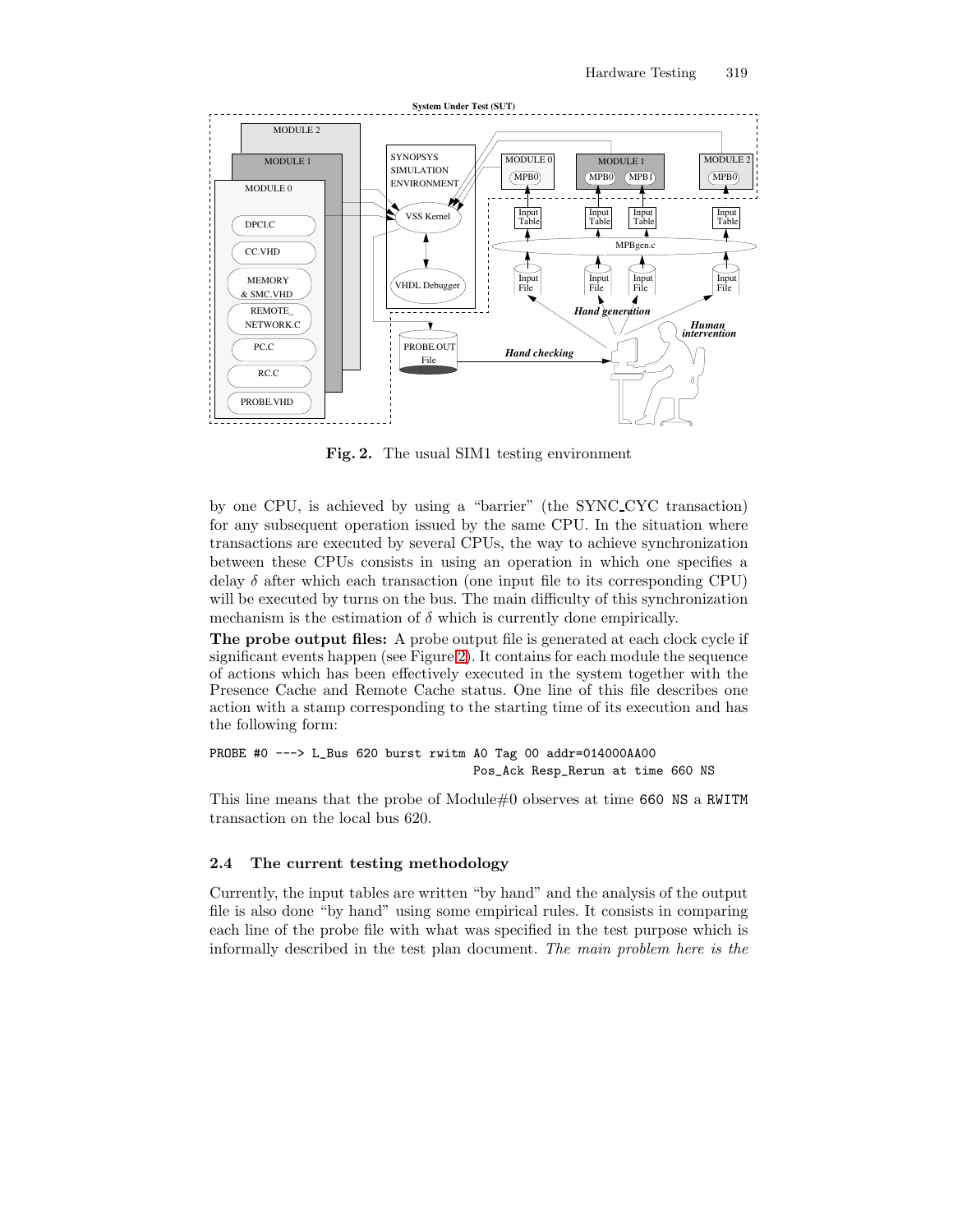**Fig. 2.** The usual SIM1 testing environment

by one CPU, is achieved by using a "barrier" (the SYNC_CYC transaction) for any subsequent operation issued by the same CPU. In the situation where transactions are executed by several CPUs, the way to achieve synchronization between these CPUs consists in using an operation in which one specifies a delay $\delta$ after which each transaction (one input file to its corresponding CPU) will be executed by turns on the bus. The main difficulty of this synchronization mechanism is the estimation of $\delta$ which is currently done empirically.

**The probe output files:** A probe output file is generated at each clock cycle if significant events happen (see Figure 2). It contains for each module the sequence of actions which has been effectively executed in the system together with the Presence Cache and Remote Cache status. One line of this file describes one action with a stamp corresponding to the starting time of its execution and has the following form:

```
PROBE #0 ---> L_Bus 620 burst rwitm A0 Tag 00 addr=014000AA00
                                Pos_Ack Resp_Rerun at time 660 NS
```

This line means that the probe of Module#0 observes at time `660 NS` a `RWITM` transaction on the local bus 620.

### 2.4 The current testing methodology

Currently, the input tables are written "by hand" and the analysis of the output file is also done "by hand" using some empirical rules. It consists in comparing each line of the probe file with what was specified in the test purpose which is informally described in the test plan document. *The main problem here is the*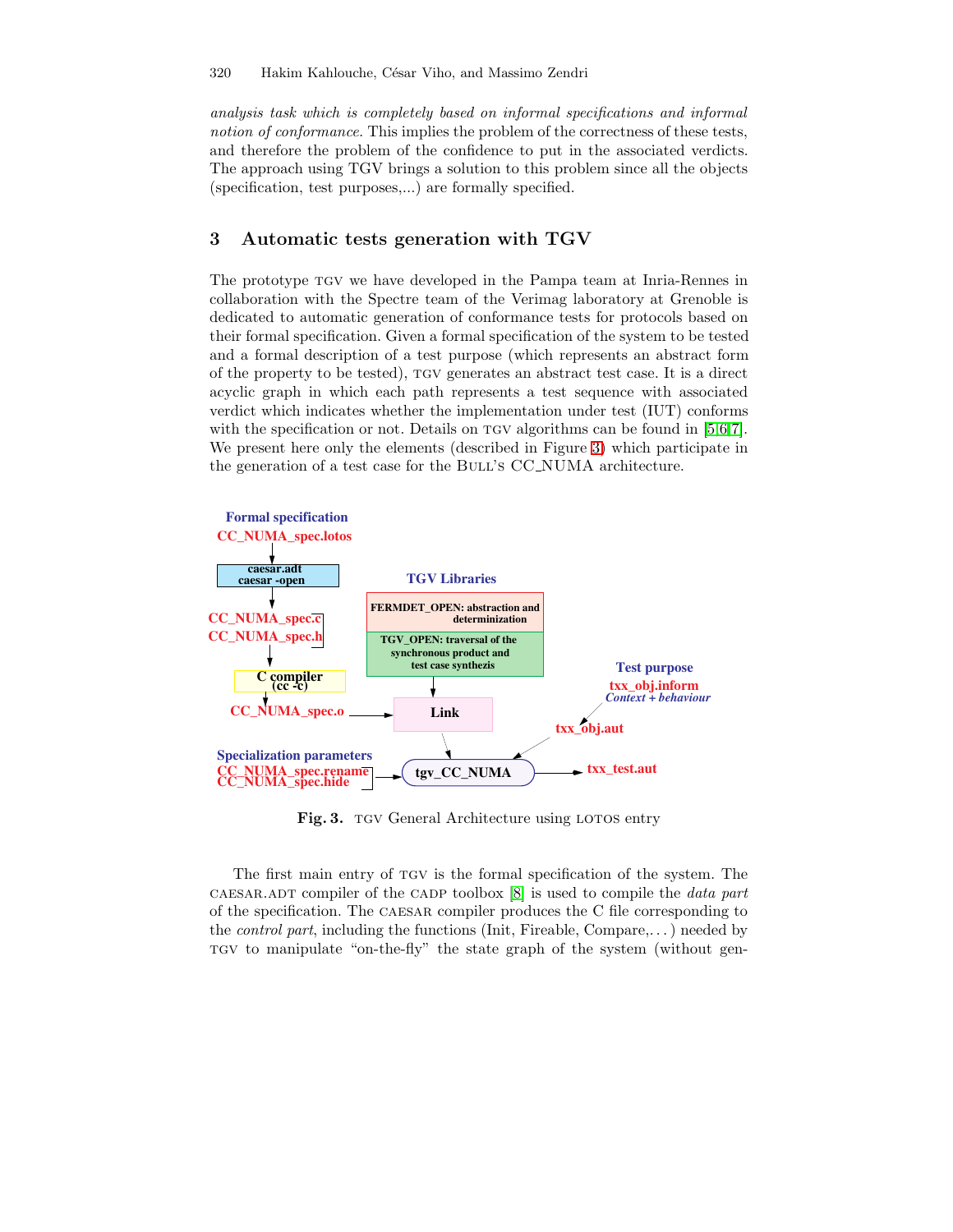*analysis task which is completely based on informal specifications and informal notion of conformance*. This implies the problem of the correctness of these tests, and therefore the problem of the confidence to put in the associated verdicts. The approach using TGV brings a solution to this problem since all the objects (specification, test purposes,...) are formally specified.

## 3 Automatic tests generation with TGV

The prototype TGV we have developed in the Pampa team at Inria-Rennes in collaboration with the Spectre team of the Verimag laboratory at Grenoble is dedicated to automatic generation of conformance tests for protocols based on their formal specification. Given a formal specification of the system to be tested and a formal description of a test purpose (which represents an abstract form of the property to be tested), TGV generates an abstract test case. It is a direct acyclic graph in which each path represents a test sequence with associated verdict which indicates whether the implementation under test (IUT) conforms with the specification or not. Details on TGV algorithms can be found in [5,6,7]. We present here only the elements (described in Figure 3) which participate in the generation of a test case for the Bull's CC_NUMA architecture.

Formal specification
CC_NUMA_spec.lotos
caesar.adt
caesar -open
CC_NUMA_spec.c
CC_NUMA_spec.h
C compiler
(cc -c)
CC_NUMA_spec.o
TGV Libraries
FERMDET_OPEN: abstraction and determinization
TGV_OPEN: traversal of the synchronous product and test case synthezis
Link
Test purpose
txx_obj.inform
*Context + behaviour*
txx_obj.aut
Specialization parameters
CC_NUMA_spec.rename
CC_NUMA_spec.hide
tgv_CC_NUMA
txx_test.aut

**Fig. 3.** TGV General Architecture using LOTOS entry

The first main entry of TGV is the formal specification of the system. The CAESAR.ADT compiler of the CADP toolbox [8] is used to compile the *data part* of the specification. The CAESAR compiler produces the C file corresponding to the *control part*, including the functions (Init, Fireable, Compare,...) needed by TGV to manipulate "on-the-fly" the state graph of the system (without gen-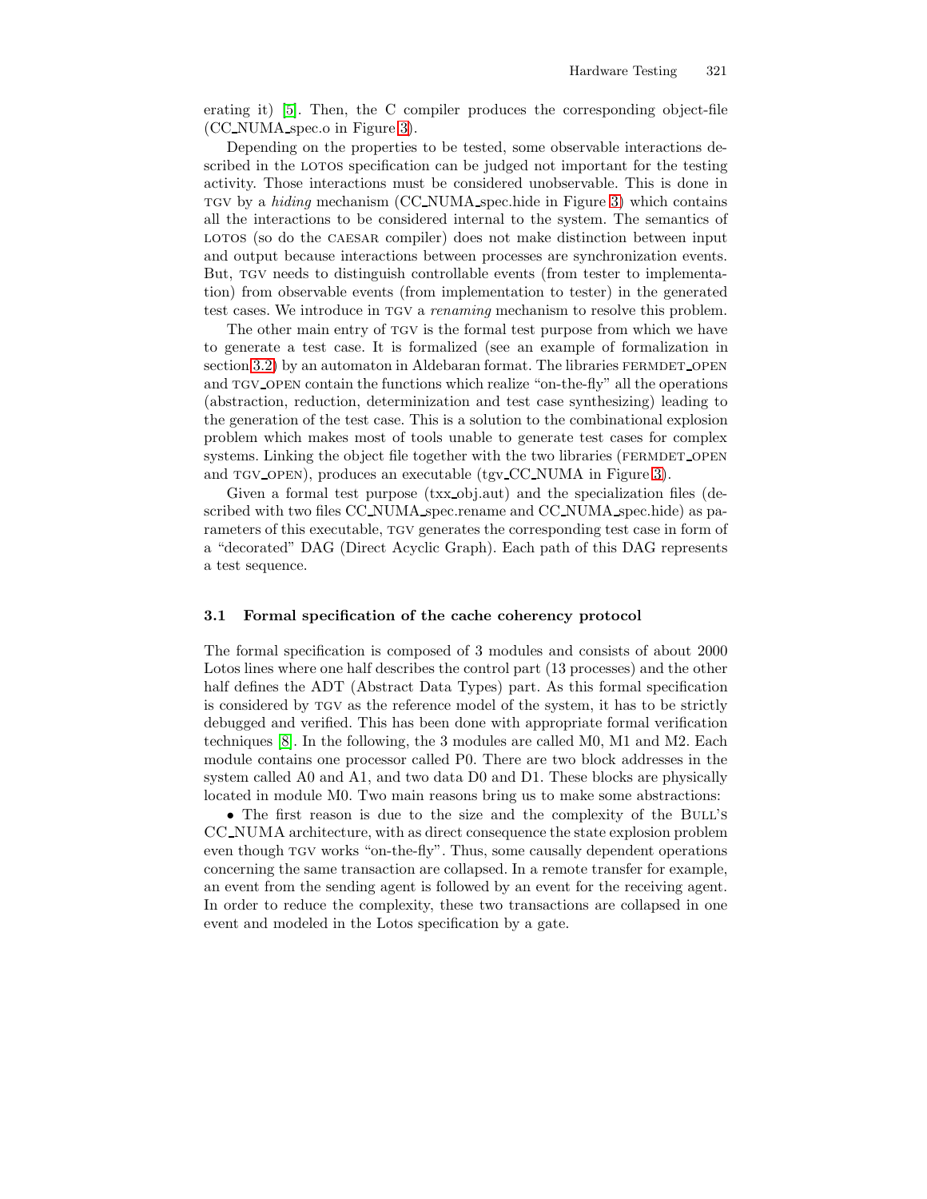erating it) [5]. Then, the C compiler produces the corresponding object-file (CC_NUMA_spec.o in Figure 3).

Depending on the properties to be tested, some observable interactions described in the LOTOS specification can be judged not important for the testing activity. Those interactions must be considered unobservable. This is done in TGV by a *hiding* mechanism (CC_NUMA_spec.hide in Figure 3) which contains all the interactions to be considered internal to the system. The semantics of LOTOS (so do the CAESAR compiler) does not make distinction between input and output because interactions between processes are synchronization events. But, TGV needs to distinguish controllable events (from tester to implementation) from observable events (from implementation to tester) in the generated test cases. We introduce in TGV a *renaming* mechanism to resolve this problem.

The other main entry of TGV is the formal test purpose from which we have to generate a test case. It is formalized (see an example of formalization in section 3.2) by an automaton in Aldebaran format. The libraries FERMDET_OPEN and TGV_OPEN contain the functions which realize "on-the-fly" all the operations (abstraction, reduction, determinization and test case synthesizing) leading to the generation of the test case. This is a solution to the combinational explosion problem which makes most of tools unable to generate test cases for complex systems. Linking the object file together with the two libraries (FERMDET_OPEN and TGV_OPEN), produces an executable (tgv_CC_NUMA in Figure 3).

Given a formal test purpose (txx_obj.aut) and the specialization files (described with two files CC_NUMA_spec.rename and CC_NUMA_spec.hide) as parameters of this executable, TGV generates the corresponding test case in form of a "decorated" DAG (Direct Acyclic Graph). Each path of this DAG represents a test sequence.

### 3.1 Formal specification of the cache coherency protocol

The formal specification is composed of 3 modules and consists of about 2000 Lotos lines where one half describes the control part (13 processes) and the other half defines the ADT (Abstract Data Types) part. As this formal specification is considered by TGV as the reference model of the system, it has to be strictly debugged and verified. This has been done with appropriate formal verification techniques [8]. In the following, the 3 modules are called M0, M1 and M2. Each module contains one processor called P0. There are two block addresses in the system called A0 and A1, and two data D0 and D1. These blocks are physically located in module M0. Two main reasons bring us to make some abstractions:

• The first reason is due to the size and the complexity of the BULL's CC_NUMA architecture, with as direct consequence the state explosion problem even though TGV works "on-the-fly". Thus, some causally dependent operations concerning the same transaction are collapsed. In a remote transfer for example, an event from the sending agent is followed by an event for the receiving agent. In order to reduce the complexity, these two transactions are collapsed in one event and modeled in the Lotos specification by a gate.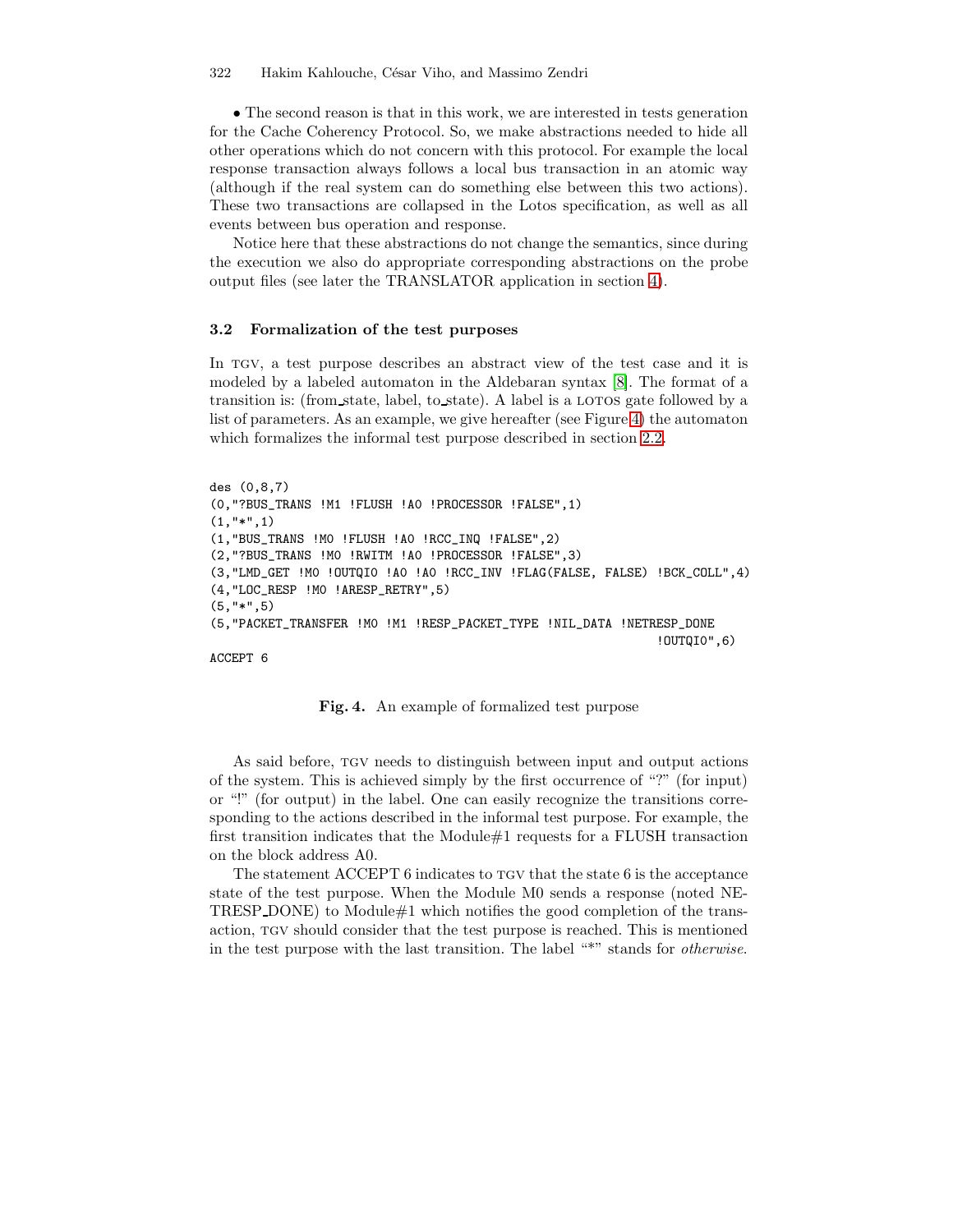• The second reason is that in this work, we are interested in tests generation for the Cache Coherency Protocol. So, we make abstractions needed to hide all other operations which do not concern with this protocol. For example the local response transaction always follows a local bus transaction in an atomic way (although if the real system can do something else between this two actions). These two transactions are collapsed in the Lotos specification, as well as all events between bus operation and response.

Notice here that these abstractions do not change the semantics, since during the execution we also do appropriate corresponding abstractions on the probe output files (see later the TRANSLATOR application in section 4).

### 3.2 Formalization of the test purposes

In TGV, a test purpose describes an abstract view of the test case and it is modeled by a labeled automaton in the Aldebaran syntax [8]. The format of a transition is: (from_state, label, to_state). A label is a LOTOS gate followed by a list of parameters. As an example, we give hereafter (see Figure 4) the automaton which formalizes the informal test purpose described in section 2.2.

```
des (0,8,7)
(0,"?BUS_TRANS !M1 !FLUSH !A0 !PROCESSOR !FALSE",1)
(1,"*",1)
(1,"BUS_TRANS !M0 !FLUSH !A0 !RCC_INQ !FALSE",2)
(2,"?BUS_TRANS !M0 !RWITM !A0 !PROCESSOR !FALSE",3)
(3,"LMD_GET !M0 !OUTQI0 !A0 !A0 !RCC_INV !FLAG(FALSE, FALSE) !BCK_COLL",4)
(4,"LOC_RESP !M0 !ARESP_RETRY",5)
(5,"*",5)
(5,"PACKET_TRANSFER !M0 !M1 !RESP_PACKET_TYPE !NIL_DATA !NETRESP_DONE
                                                              !OUTQI0",6)
ACCEPT 6
```

**Fig. 4.** An example of formalized test purpose

As said before, TGV needs to distinguish between input and output actions of the system. This is achieved simply by the first occurrence of "?" (for input) or "!" (for output) in the label. One can easily recognize the transitions corresponding to the actions described in the informal test purpose. For example, the first transition indicates that the Module#1 requests for a FLUSH transaction on the block address A0.

The statement ACCEPT 6 indicates to TGV that the state 6 is the acceptance state of the test purpose. When the Module M0 sends a response (noted NETRESP_DONE) to Module#1 which notifies the good completion of the transaction, TGV should consider that the test purpose is reached. This is mentioned in the test purpose with the last transition. The label "*" stands for *otherwise*.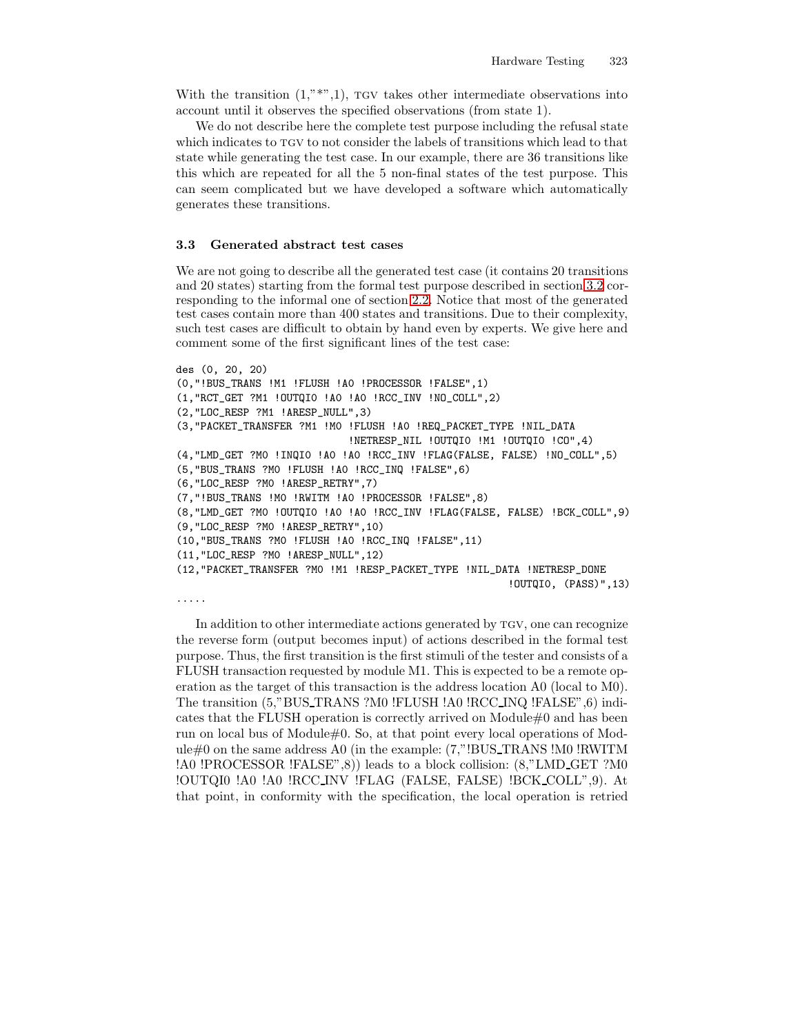With the transition (1,"*",1), TGV takes other intermediate observations into account until it observes the specified observations (from state 1).

We do not describe here the complete test purpose including the refusal state which indicates to TGV to not consider the labels of transitions which lead to that state while generating the test case. In our example, there are 36 transitions like this which are repeated for all the 5 non-final states of the test purpose. This can seem complicated but we have developed a software which automatically generates these transitions.

### 3.3 Generated abstract test cases

We are not going to describe all the generated test case (it contains 20 transitions and 20 states) starting from the formal test purpose described in section 3.2 corresponding to the informal one of section 2.2. Notice that most of the generated test cases contain more than 400 states and transitions. Due to their complexity, such test cases are difficult to obtain by hand even by experts. We give here and comment some of the first significant lines of the test case:

```
des (0, 20, 20)
(0,"!BUS_TRANS !M1 !FLUSH !A0 !PROCESSOR !FALSE",1)
(1,"RCT_GET ?M1 !OUTQI0 !A0 !A0 !RCC_INV !NO_COLL",2)
(2,"LOC_RESP ?M1 !ARESP_NULL",3)
(3,"PACKET_TRANSFER ?M1 !M0 !FLUSH !A0 !REQ_PACKET_TYPE !NIL_DATA
                            !NETRESP_NIL !OUTQI0 !M1 !OUTQI0 !C0",4)
(4,"LMD_GET ?M0 !INQI0 !A0 !A0 !RCC_INV !FLAG(FALSE, FALSE) !NO_COLL",5)
(5,"BUS_TRANS ?M0 !FLUSH !A0 !RCC_INQ !FALSE",6)
(6,"LOC_RESP ?M0 !ARESP_RETRY",7)
(7,"!BUS_TRANS !M0 !RWITM !A0 !PROCESSOR !FALSE",8)
(8,"LMD_GET ?M0 !OUTQI0 !A0 !A0 !RCC_INV !FLAG(FALSE, FALSE) !BCK_COLL",9)
(9,"LOC_RESP ?M0 !ARESP_RETRY",10)
(10,"BUS_TRANS ?M0 !FLUSH !A0 !RCC_INQ !FALSE",11)
(11,"LOC_RESP ?M0 !ARESP_NULL",12)
(12,"PACKET_TRANSFER ?M0 !M1 !RESP_PACKET_TYPE !NIL_DATA !NETRESP_DONE
                                                      !OUTQI0, (PASS)",13)
.....
```

In addition to other intermediate actions generated by TGV, one can recognize the reverse form (output becomes input) of actions described in the formal test purpose. Thus, the first transition is the first stimuli of the tester and consists of a FLUSH transaction requested by module M1. This is expected to be a remote operation as the target of this transaction is the address location A0 (local to M0). The transition (5,"BUS_TRANS ?M0 !FLUSH !A0 !RCC_INQ !FALSE",6) indicates that the FLUSH operation is correctly arrived on Module#0 and has been run on local bus of Module#0. So, at that point every local operations of Module#0 on the same address A0 (in the example: (7,"!BUS_TRANS !M0 !RWITM !A0 !PROCESSOR !FALSE",8)) leads to a block collision: (8,"LMD_GET ?M0 !OUTQI0 !A0 !A0 !RCC_INV !FLAG (FALSE, FALSE) !BCK_COLL",9). At that point, in conformity with the specification, the local operation is retried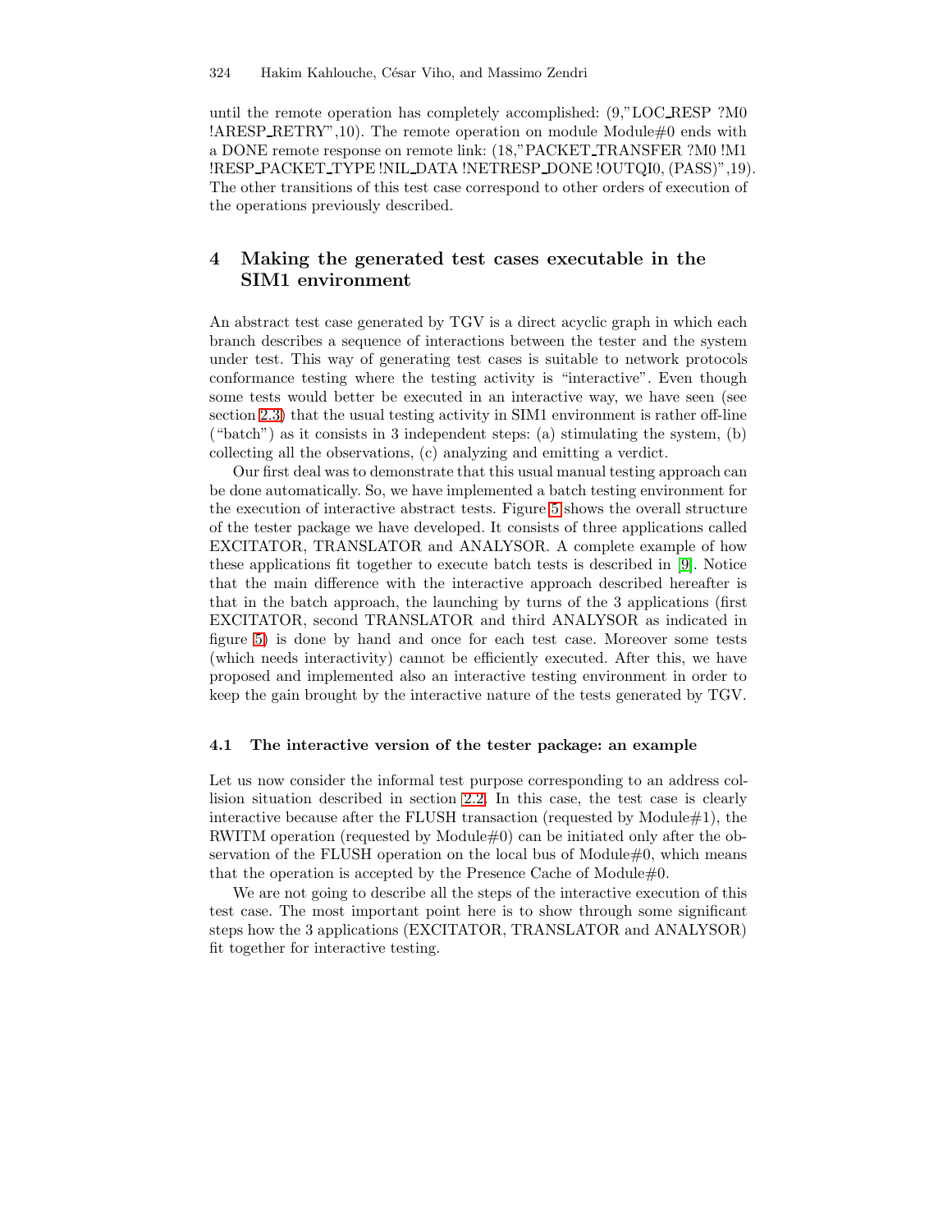until the remote operation has completely accomplished: (9,"LOC_RESP ?M0 !ARESP_RETRY",10). The remote operation on module Module#0 ends with a DONE remote response on remote link: (18,"PACKET_TRANSFER ?M0 !M1 !RESP_PACKET_TYPE !NIL_DATA !NETRESP_DONE !OUTQI0, (PASS)",19). The other transitions of this test case correspond to other orders of execution of the operations previously described.

## 4 Making the generated test cases executable in the SIM1 environment

An abstract test case generated by TGV is a direct acyclic graph in which each branch describes a sequence of interactions between the tester and the system under test. This way of generating test cases is suitable to network protocols conformance testing where the testing activity is "interactive". Even though some tests would better be executed in an interactive way, we have seen (see section 2.3) that the usual testing activity in SIM1 environment is rather off-line ("batch") as it consists in 3 independent steps: (a) stimulating the system, (b) collecting all the observations, (c) analyzing and emitting a verdict.

Our first deal was to demonstrate that this usual manual testing approach can be done automatically. So, we have implemented a batch testing environment for the execution of interactive abstract tests. Figure 5 shows the overall structure of the tester package we have developed. It consists of three applications called EXCITATOR, TRANSLATOR and ANALYSOR. A complete example of how these applications fit together to execute batch tests is described in [9]. Notice that the main difference with the interactive approach described hereafter is that in the batch approach, the launching by turns of the 3 applications (first EXCITATOR, second TRANSLATOR and third ANALYSOR as indicated in figure 5) is done by hand and once for each test case. Moreover some tests (which needs interactivity) cannot be efficiently executed. After this, we have proposed and implemented also an interactive testing environment in order to keep the gain brought by the interactive nature of the tests generated by TGV.

### 4.1 The interactive version of the tester package: an example

Let us now consider the informal test purpose corresponding to an address collision situation described in section 2.2. In this case, the test case is clearly interactive because after the FLUSH transaction (requested by Module#1), the RWITM operation (requested by Module#0) can be initiated only after the observation of the FLUSH operation on the local bus of Module#0, which means that the operation is accepted by the Presence Cache of Module#0.

We are not going to describe all the steps of the interactive execution of this test case. The most important point here is to show through some significant steps how the 3 applications (EXCITATOR, TRANSLATOR and ANALYSOR) fit together for interactive testing.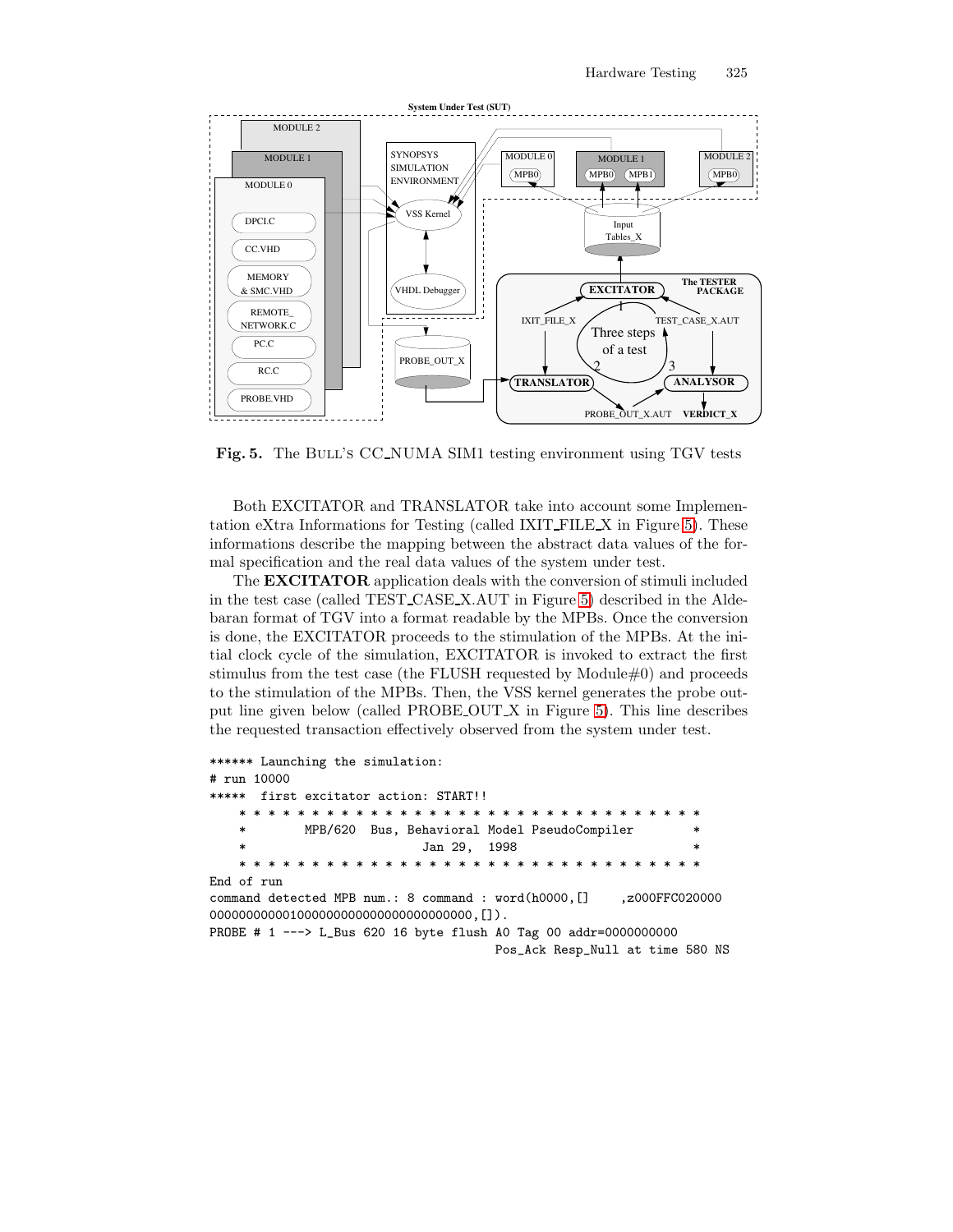**Fig. 5.** The BULL'S CC_NUMA SIM1 testing environment using TGV tests

Both EXCITATOR and TRANSLATOR take into account some Implementation eXtra Informations for Testing (called IXIT_FILE_X in Figure 5). These informations describe the mapping between the abstract data values of the formal specification and the real data values of the system under test.

The **EXCITATOR** application deals with the conversion of stimuli included in the test case (called TEST_CASE_X.AUT in Figure 5) described in the Aldebaran format of TGV into a format readable by the MPBs. Once the conversion is done, the EXCITATOR proceeds to the stimulation of the MPBs. At the initial clock cycle of the simulation, EXCITATOR is invoked to extract the first stimulus from the test case (the FLUSH requested by Module#0) and proceeds to the stimulation of the MPBs. Then, the VSS kernel generates the probe output line given below (called PROBE_OUT_X in Figure 5). This line describes the requested transaction effectively observed from the system under test.

```
****** Launching the simulation:
# run 10000
*****  first excitator action: START!!
    * * * * * * * * * * * * * * * * * * * * * * * * * * * * * * * * *
    *       MPB/620  Bus, Behavioral Model PseudoCompiler        *
    *                     Jan 29,  1998                          *
    * * * * * * * * * * * * * * * * * * * * * * * * * * * * * * * * *
End of run
command detected MPB num.: 8 command : word(h0000,[]    ,z000FFC020000
00000000000100000000000000000000000,[]).
PROBE # 1 ---> L_Bus 620 16 byte flush A0 Tag 00 addr=0000000000
                                        Pos_Ack Resp_Null at time 580 NS
```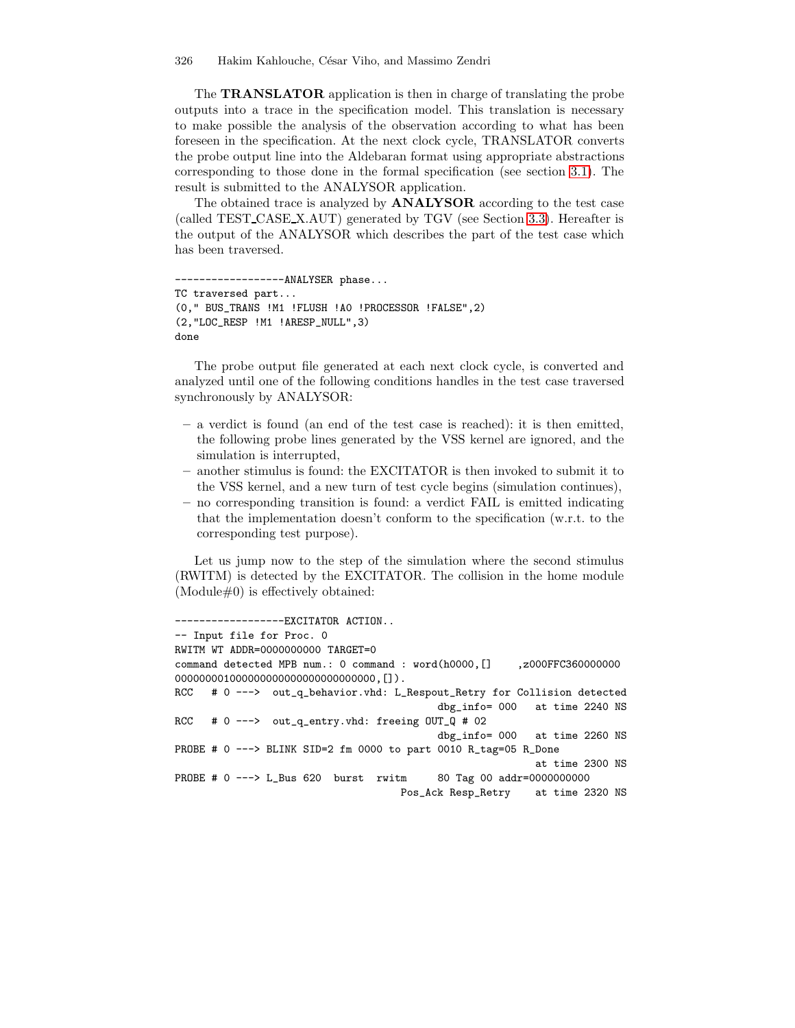The **TRANSLATOR** application is then in charge of translating the probe outputs into a trace in the specification model. This translation is necessary to make possible the analysis of the observation according to what has been foreseen in the specification. At the next clock cycle, TRANSLATOR converts the probe output line into the Aldebaran format using appropriate abstractions corresponding to those done in the formal specification (see section 3.1). The result is submitted to the ANALYSOR application.

The obtained trace is analyzed by **ANALYSOR** according to the test case (called TEST_CASE_X.AUT) generated by TGV (see Section 3.3). Hereafter is the output of the ANALYSOR which describes the part of the test case which has been traversed.

```
------------------ANALYSER phase...
TC traversed part...
(0," BUS_TRANS !M1 !FLUSH !A0 !PROCESSOR !FALSE",2)
(2,"LOC_RESP !M1 !ARESP_NULL",3)
done
```

The probe output file generated at each next clock cycle, is converted and analyzed until one of the following conditions handles in the test case traversed synchronously by ANALYSOR:

- a verdict is found (an end of the test case is reached): it is then emitted, the following probe lines generated by the VSS kernel are ignored, and the simulation is interrupted,
- another stimulus is found: the EXCITATOR is then invoked to submit it to the VSS kernel, and a new turn of test cycle begins (simulation continues),
- no corresponding transition is found: a verdict FAIL is emitted indicating that the implementation doesn't conform to the specification (w.r.t. to the corresponding test purpose).

Let us jump now to the step of the simulation where the second stimulus (RWITM) is detected by the EXCITATOR. The collision in the home module (Module#0) is effectively obtained:

```
------------------EXCITATOR ACTION..
-- Input file for Proc. 0
RWITM WT ADDR=0000000000 TARGET=0
command detected MPB num.: 0 command : word(h0000,[]    ,z000FFC360000000
0000000010000000000000000000000,[]).
RCC   # 0 --->  out_q_behavior.vhd: L_Respout_Retry for Collision detected
                                      dbg_info= 000   at time 2240 NS
RCC   # 0 --->  out_q_entry.vhd: freeing OUT_Q # 02
                                      dbg_info= 000   at time 2260 NS
PROBE # 0 ---> BLINK SID=2 fm 0000 to part 0010 R_tag=05 R_Done
                                                      at time 2300 NS
PROBE # 0 ---> L_Bus 620  burst  rwitm     80 Tag 00 addr=0000000000
                                  Pos_Ack Resp_Retry    at time 2320 NS
```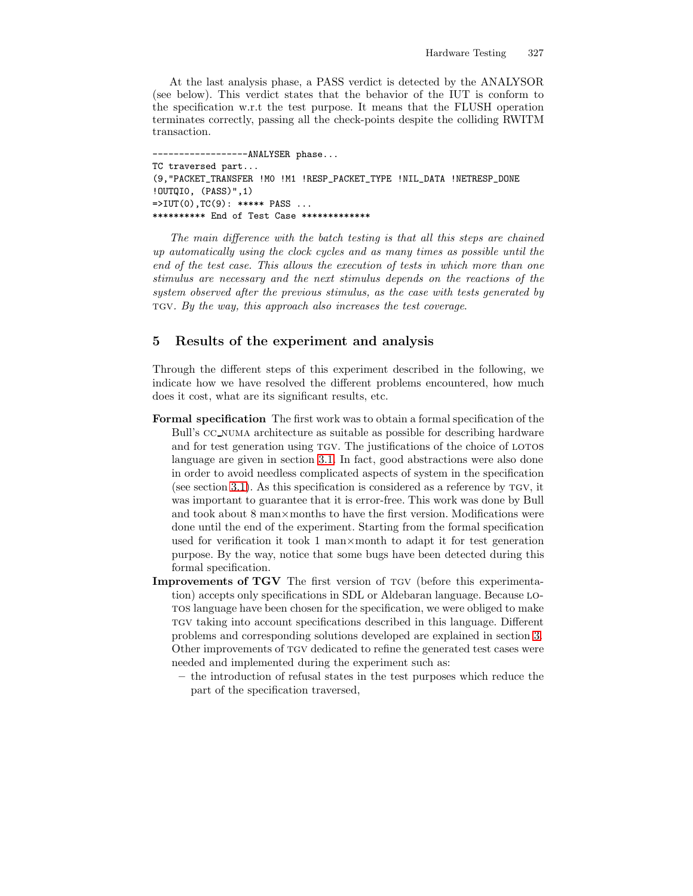At the last analysis phase, a PASS verdict is detected by the ANALYSOR (see below). This verdict states that the behavior of the IUT is conform to the specification w.r.t the test purpose. It means that the FLUSH operation terminates correctly, passing all the check-points despite the colliding RWITM transaction.

```
------------------ANALYSER phase...
TC traversed part...
(9,"PACKET_TRANSFER !M0 !M1 !RESP_PACKET_TYPE !NIL_DATA !NETRESP_DONE
!OUTQI0, (PASS)",1)
=>IUT(0),TC(9): ***** PASS ...
********** End of Test Case *************
```

*The main difference with the batch testing is that all this steps are chained up automatically using the clock cycles and as many times as possible until the end of the test case. This allows the execution of tests in which more than one stimulus are necessary and the next stimulus depends on the reactions of the system observed after the previous stimulus, as the case with tests generated by* TGV. *By the way, this approach also increases the test coverage.*

## 5 Results of the experiment and analysis

Through the different steps of this experiment described in the following, we indicate how we have resolved the different problems encountered, how much does it cost, what are its significant results, etc.

**Formal specification** The first work was to obtain a formal specification of the Bull's CC_NUMA architecture as suitable as possible for describing hardware and for test generation using TGV. The justifications of the choice of LOTOS language are given in section 3.1. In fact, good abstractions were also done in order to avoid needless complicated aspects of system in the specification (see section 3.1). As this specification is considered as a reference by TGV, it was important to guarantee that it is error-free. This work was done by Bull and took about 8 man×months to have the first version. Modifications were done until the end of the experiment. Starting from the formal specification used for verification it took 1 man×month to adapt it for test generation purpose. By the way, notice that some bugs have been detected during this formal specification.

**Improvements of TGV** The first version of TGV (before this experimentation) accepts only specifications in SDL or Aldebaran language. Because LOTOS language have been chosen for the specification, we were obliged to make TGV taking into account specifications described in this language. Different problems and corresponding solutions developed are explained in section 3. Other improvements of TGV dedicated to refine the generated test cases were needed and implemented during the experiment such as:

- the introduction of refusal states in the test purposes which reduce the part of the specification traversed,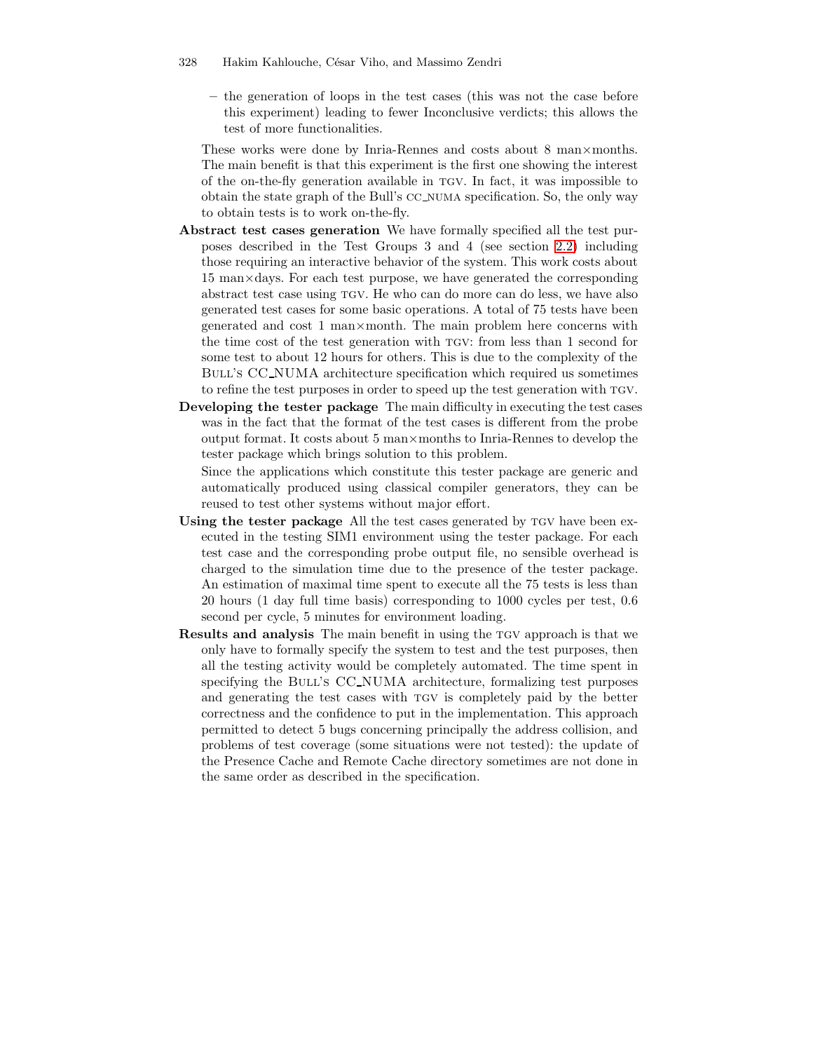- the generation of loops in the test cases (this was not the case before this experiment) leading to fewer Inconclusive verdicts; this allows the test of more functionalities.

  These works were done by Inria-Rennes and costs about 8 man×months. The main benefit is that this experiment is the first one showing the interest of the on-the-fly generation available in TGV. In fact, it was impossible to obtain the state graph of the Bull's CC_NUMA specification. So, the only way to obtain tests is to work on-the-fly.

- **Abstract test cases generation** We have formally specified all the test purposes described in the Test Groups 3 and 4 (see section 2.2) including those requiring an interactive behavior of the system. This work costs about 15 man×days. For each test purpose, we have generated the corresponding abstract test case using TGV. He who can do more can do less, we have also generated test cases for some basic operations. A total of 75 tests have been generated and cost 1 man×month. The main problem here concerns with the time cost of the test generation with TGV: from less than 1 second for some test to about 12 hours for others. This is due to the complexity of the BULL'S CC_NUMA architecture specification which required us sometimes to refine the test purposes in order to speed up the test generation with TGV.
- **Developing the tester package** The main difficulty in executing the test cases was in the fact that the format of the test cases is different from the probe output format. It costs about 5 man×months to Inria-Rennes to develop the tester package which brings solution to this problem.

  Since the applications which constitute this tester package are generic and automatically produced using classical compiler generators, they can be reused to test other systems without major effort.
- **Using the tester package** All the test cases generated by TGV have been executed in the testing SIM1 environment using the tester package. For each test case and the corresponding probe output file, no sensible overhead is charged to the simulation time due to the presence of the tester package. An estimation of maximal time spent to execute all the 75 tests is less than 20 hours (1 day full time basis) corresponding to 1000 cycles per test, 0.6 second per cycle, 5 minutes for environment loading.
- **Results and analysis** The main benefit in using the TGV approach is that we only have to formally specify the system to test and the test purposes, then all the testing activity would be completely automated. The time spent in specifying the BULL'S CC_NUMA architecture, formalizing test purposes and generating the test cases with TGV is completely paid by the better correctness and the confidence to put in the implementation. This approach permitted to detect 5 bugs concerning principally the address collision, and problems of test coverage (some situations were not tested): the update of the Presence Cache and Remote Cache directory sometimes are not done in the same order as described in the specification.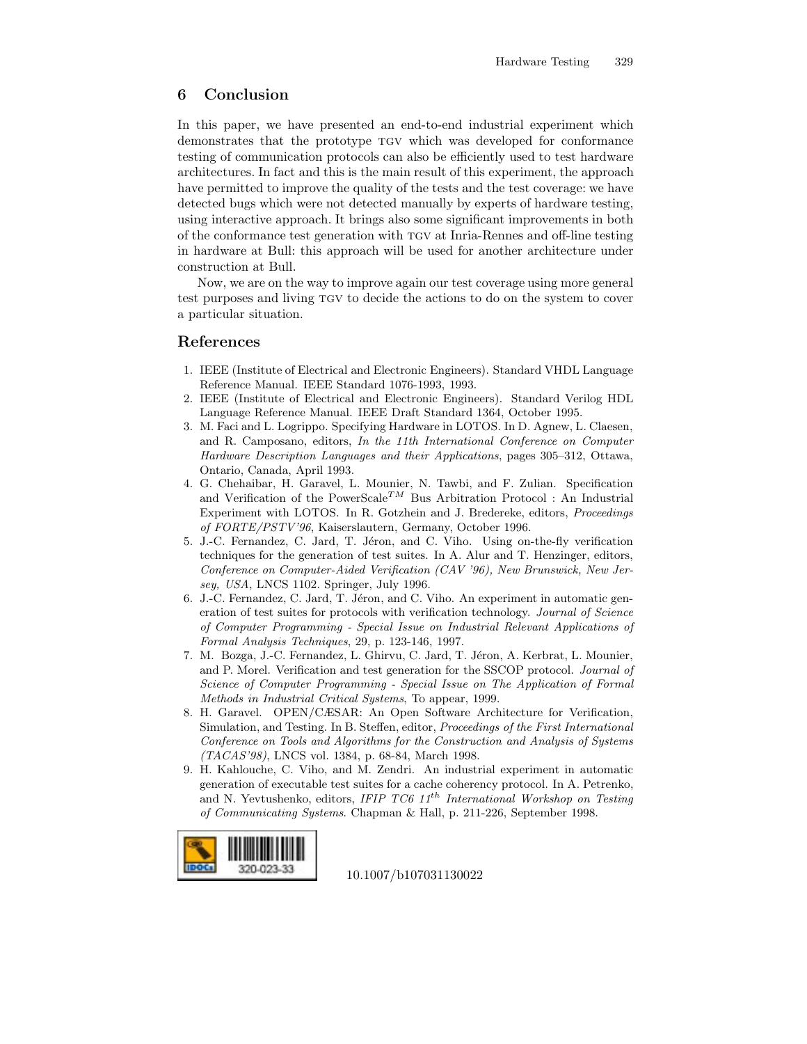## 6 Conclusion

In this paper, we have presented an end-to-end industrial experiment which demonstrates that the prototype TGV which was developed for conformance testing of communication protocols can also be efficiently used to test hardware architectures. In fact and this is the main result of this experiment, the approach have permitted to improve the quality of the tests and the test coverage: we have detected bugs which were not detected manually by experts of hardware testing, using interactive approach. It brings also some significant improvements in both of the conformance test generation with TGV at Inria-Rennes and off-line testing in hardware at Bull: this approach will be used for another architecture under construction at Bull.

Now, we are on the way to improve again our test coverage using more general test purposes and living TGV to decide the actions to do on the system to cover a particular situation.

## References

1. IEEE (Institute of Electrical and Electronic Engineers). Standard VHDL Language Reference Manual. IEEE Standard 1076-1993, 1993.
2. IEEE (Institute of Electrical and Electronic Engineers). Standard Verilog HDL Language Reference Manual. IEEE Draft Standard 1364, October 1995.
3. M. Faci and L. Logrippo. Specifying Hardware in LOTOS. In D. Agnew, L. Claesen, and R. Camposano, editors, *In the 11th International Conference on Computer Hardware Description Languages and their Applications*, pages 305–312, Ottawa, Ontario, Canada, April 1993.
4. G. Chehaibar, H. Garavel, L. Mounier, N. Tawbi, and F. Zulian. Specification and Verification of the PowerScale$^{TM}$ Bus Arbitration Protocol : An Industrial Experiment with LOTOS. In R. Gotzhein and J. Bredereke, editors, *Proceedings of FORTE/PSTV'96*, Kaiserslautern, Germany, October 1996.
5. J.-C. Fernandez, C. Jard, T. Jéron, and C. Viho. Using on-the-fly verification techniques for the generation of test suites. In A. Alur and T. Henzinger, editors, *Conference on Computer-Aided Verification (CAV '96), New Brunswick, New Jersey, USA*, LNCS 1102. Springer, July 1996.
6. J.-C. Fernandez, C. Jard, T. Jéron, and C. Viho. An experiment in automatic generation of test suites for protocols with verification technology. *Journal of Science of Computer Programming - Special Issue on Industrial Relevant Applications of Formal Analysis Techniques*, 29, p. 123-146, 1997.
7. M. Bozga, J.-C. Fernandez, L. Ghirvu, C. Jard, T. Jéron, A. Kerbrat, L. Mounier, and P. Morel. Verification and test generation for the SSCOP protocol. *Journal of Science of Computer Programming - Special Issue on The Application of Formal Methods in Industrial Critical Systems*, To appear, 1999.
8. H. Garavel. OPEN/CÆSAR: An Open Software Architecture for Verification, Simulation, and Testing. In B. Steffen, editor, *Proceedings of the First International Conference on Tools and Algorithms for the Construction and Analysis of Systems (TACAS'98)*, LNCS vol. 1384, p. 68-84, March 1998.
9. H. Kahlouche, C. Viho, and M. Zendri. An industrial experiment in automatic generation of executable test suites for a cache coherency protocol. In A. Petrenko, and N. Yevtushenko, editors, *IFIP TC6 11$^{th}$ International Workshop on Testing of Communicating Systems*. Chapman & Hall, p. 211-226, September 1998.

320-023-33

10.1007/b107031130022